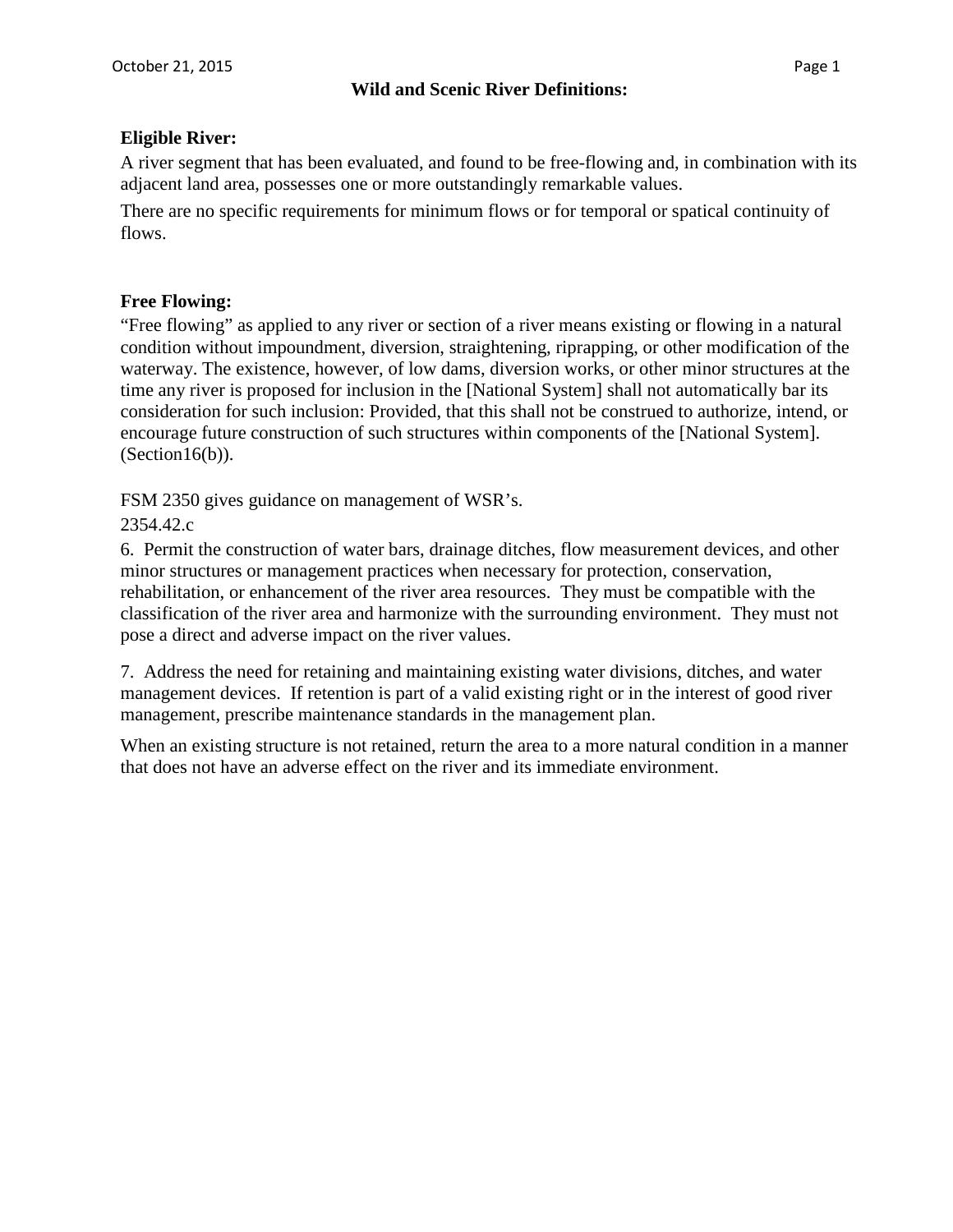# Wild and Scenic River Definitions:

**Eligible River:**

A river segment that has been evaluated, and found to be free-flowing and, in combination with its adjacent land area, possesses one or more outstandingly remarkable values.

There are no specific requirements for minimum flows or for temporal or spatical continuity of flows.

**Free Flowing:**

"Free flowing" as applied to any river or section of a river means existing or flowing in a natural condition without impoundment, diversion, straightening, riprapping, or other modification of the waterway. The existence, however, of low dams, diversion works, or other minor structures at the time any river is proposed for inclusion in the [National System] shall not automatically bar its consideration for such inclusion: Provided, that this shall not be construed to authorize, intend, or encourage future construction of such structures within components of the [National System]. (Section16(b)).

FSM 2350 gives guidance on management of WSR's.

2354.42.c

6. Permit the construction of water bars, drainage ditches, flow measurement devices, and other minor structures or management practices when necessary for protection, conservation, rehabilitation, or enhancement of the river area resources. They must be compatible with the classification of the river area and harmonize with the surrounding environment. They must not pose a direct and adverse impact on the river values.

7. Address the need for retaining and maintaining existing water divisions, ditches, and water management devices. If retention is part of a valid existing right or in the interest of good river management, prescribe maintenance standards in the management plan.

When an existing structure is not retained, return the area to a more natural condition in a manner that does not have an adverse effect on the river and its immediate environment.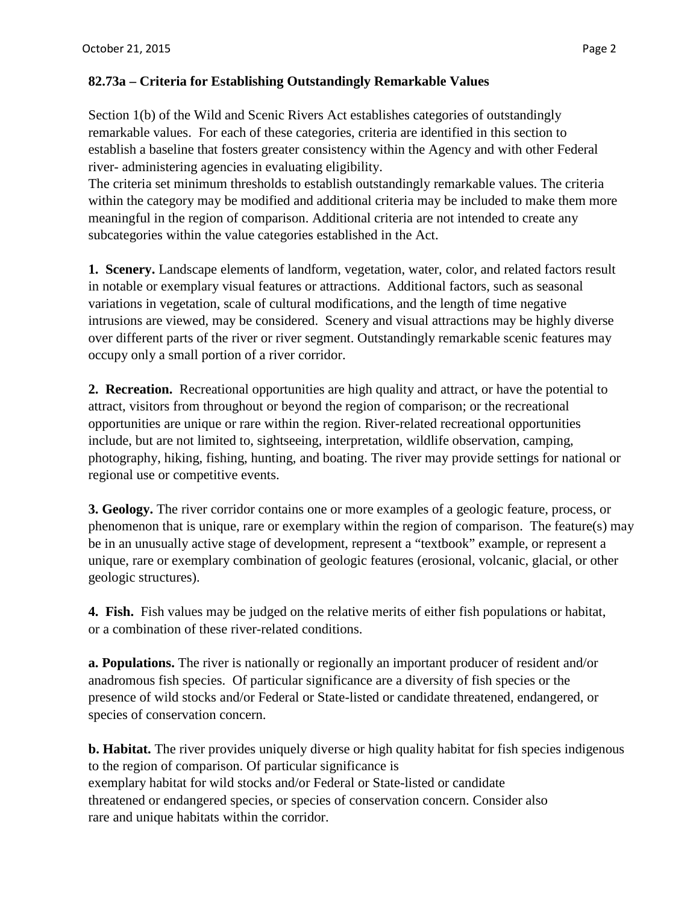**82.73a – Criteria for Establishing Outstandingly Remarkable Values**

Section 1(b) of the Wild and Scenic Rivers Act establishes categories of outstandingly remarkable values. For each of these categories, criteria are identified in this section to establish a baseline that fosters greater consistency within the Agency and with other Federal river- administering agencies in evaluating eligibility.
The criteria set minimum thresholds to establish outstandingly remarkable values. The criteria within the category may be modified and additional criteria may be included to make them more meaningful in the region of comparison. Additional criteria are not intended to create any subcategories within the value categories established in the Act.

**1. Scenery.** Landscape elements of landform, vegetation, water, color, and related factors result in notable or exemplary visual features or attractions. Additional factors, such as seasonal variations in vegetation, scale of cultural modifications, and the length of time negative intrusions are viewed, may be considered. Scenery and visual attractions may be highly diverse over different parts of the river or river segment. Outstandingly remarkable scenic features may occupy only a small portion of a river corridor.

**2. Recreation.** Recreational opportunities are high quality and attract, or have the potential to attract, visitors from throughout or beyond the region of comparison; or the recreational opportunities are unique or rare within the region. River-related recreational opportunities include, but are not limited to, sightseeing, interpretation, wildlife observation, camping, photography, hiking, fishing, hunting, and boating. The river may provide settings for national or regional use or competitive events.

**3. Geology.** The river corridor contains one or more examples of a geologic feature, process, or phenomenon that is unique, rare or exemplary within the region of comparison. The feature(s) may be in an unusually active stage of development, represent a "textbook" example, or represent a unique, rare or exemplary combination of geologic features (erosional, volcanic, glacial, or other geologic structures).

**4. Fish.** Fish values may be judged on the relative merits of either fish populations or habitat, or a combination of these river-related conditions.

**a. Populations.** The river is nationally or regionally an important producer of resident and/or anadromous fish species. Of particular significance are a diversity of fish species or the presence of wild stocks and/or Federal or State-listed or candidate threatened, endangered, or species of conservation concern.

**b. Habitat.** The river provides uniquely diverse or high quality habitat for fish species indigenous to the region of comparison. Of particular significance is exemplary habitat for wild stocks and/or Federal or State-listed or candidate threatened or endangered species, or species of conservation concern. Consider also rare and unique habitats within the corridor.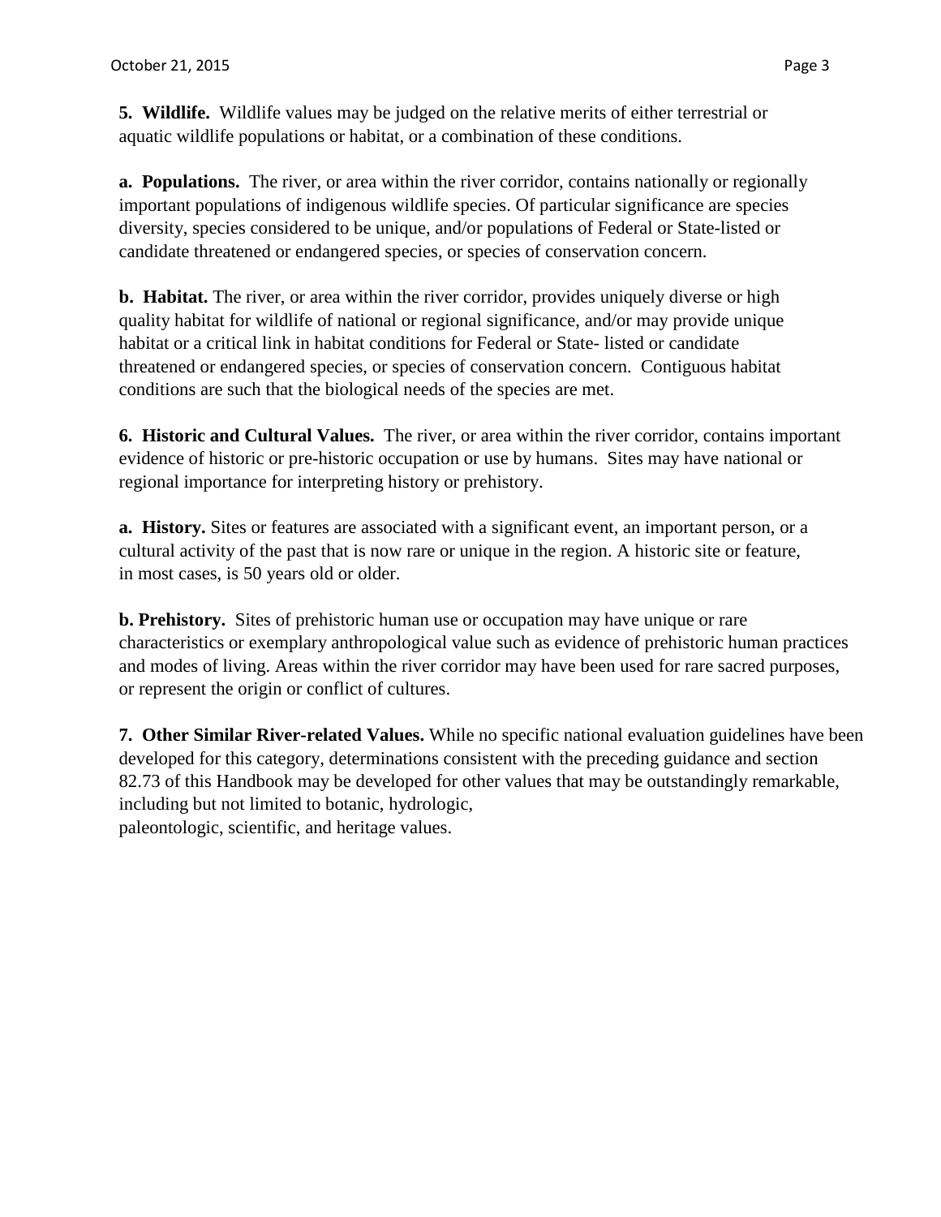**5. Wildlife.** Wildlife values may be judged on the relative merits of either terrestrial or aquatic wildlife populations or habitat, or a combination of these conditions.

**a. Populations.** The river, or area within the river corridor, contains nationally or regionally important populations of indigenous wildlife species. Of particular significance are species diversity, species considered to be unique, and/or populations of Federal or State-listed or candidate threatened or endangered species, or species of conservation concern.

**b. Habitat.** The river, or area within the river corridor, provides uniquely diverse or high quality habitat for wildlife of national or regional significance, and/or may provide unique habitat or a critical link in habitat conditions for Federal or State- listed or candidate threatened or endangered species, or species of conservation concern. Contiguous habitat conditions are such that the biological needs of the species are met.

**6. Historic and Cultural Values.** The river, or area within the river corridor, contains important evidence of historic or pre-historic occupation or use by humans. Sites may have national or regional importance for interpreting history or prehistory.

**a. History.** Sites or features are associated with a significant event, an important person, or a cultural activity of the past that is now rare or unique in the region. A historic site or feature, in most cases, is 50 years old or older.

**b. Prehistory.** Sites of prehistoric human use or occupation may have unique or rare characteristics or exemplary anthropological value such as evidence of prehistoric human practices and modes of living. Areas within the river corridor may have been used for rare sacred purposes, or represent the origin or conflict of cultures.

**7. Other Similar River-related Values.** While no specific national evaluation guidelines have been developed for this category, determinations consistent with the preceding guidance and section 82.73 of this Handbook may be developed for other values that may be outstandingly remarkable, including but not limited to botanic, hydrologic, paleontologic, scientific, and heritage values.